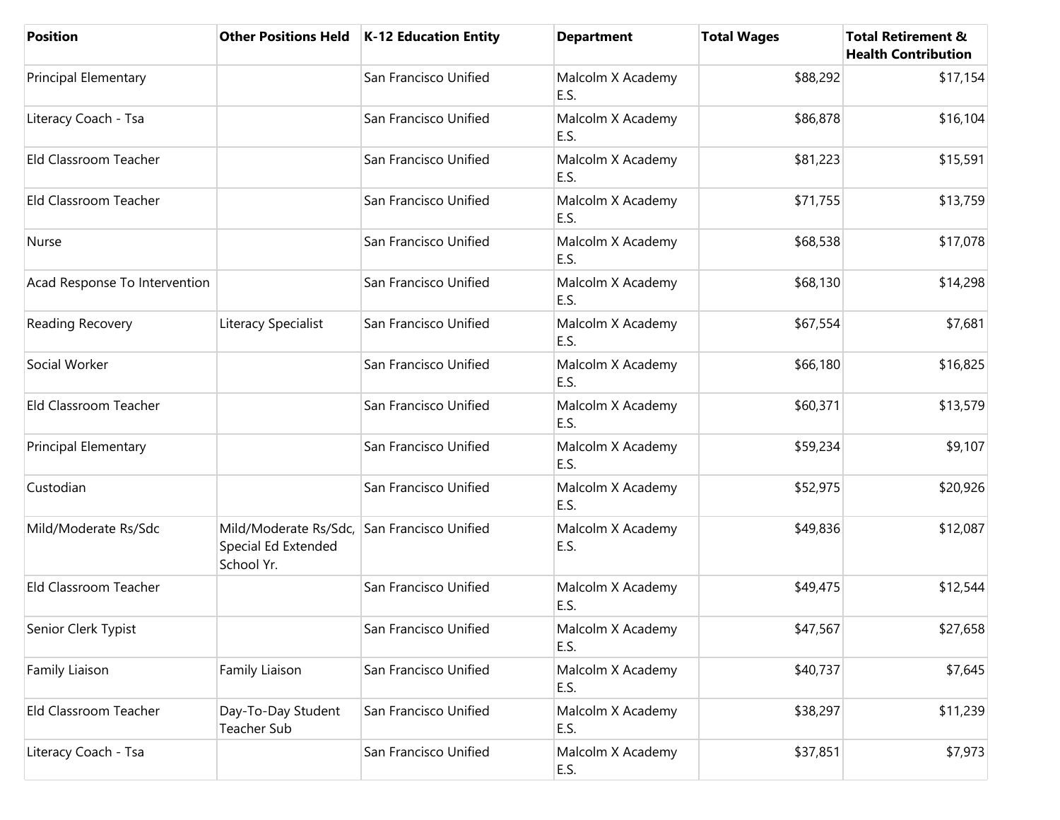| Position | Other Positions Held | K-12 Education Entity | Department | Total Wages | Total Retirement & Health Contribution |
|---|---|---|---|---|---|
| Principal Elementary | | San Francisco Unified | Malcolm X Academy E.S. | $88,292 | $17,154 |
| Literacy Coach - Tsa | | San Francisco Unified | Malcolm X Academy E.S. | $86,878 | $16,104 |
| Eld Classroom Teacher | | San Francisco Unified | Malcolm X Academy E.S. | $81,223 | $15,591 |
| Eld Classroom Teacher | | San Francisco Unified | Malcolm X Academy E.S. | $71,755 | $13,759 |
| Nurse | | San Francisco Unified | Malcolm X Academy E.S. | $68,538 | $17,078 |
| Acad Response To Intervention | | San Francisco Unified | Malcolm X Academy E.S. | $68,130 | $14,298 |
| Reading Recovery | Literacy Specialist | San Francisco Unified | Malcolm X Academy E.S. | $67,554 | $7,681 |
| Social Worker | | San Francisco Unified | Malcolm X Academy E.S. | $66,180 | $16,825 |
| Eld Classroom Teacher | | San Francisco Unified | Malcolm X Academy E.S. | $60,371 | $13,579 |
| Principal Elementary | | San Francisco Unified | Malcolm X Academy E.S. | $59,234 | $9,107 |
| Custodian | | San Francisco Unified | Malcolm X Academy E.S. | $52,975 | $20,926 |
| Mild/Moderate Rs/Sdc | Mild/Moderate Rs/Sdc, Special Ed Extended School Yr. | San Francisco Unified | Malcolm X Academy E.S. | $49,836 | $12,087 |
| Eld Classroom Teacher | | San Francisco Unified | Malcolm X Academy E.S. | $49,475 | $12,544 |
| Senior Clerk Typist | | San Francisco Unified | Malcolm X Academy E.S. | $47,567 | $27,658 |
| Family Liaison | Family Liaison | San Francisco Unified | Malcolm X Academy E.S. | $40,737 | $7,645 |
| Eld Classroom Teacher | Day-To-Day Student Teacher Sub | San Francisco Unified | Malcolm X Academy E.S. | $38,297 | $11,239 |
| Literacy Coach - Tsa | | San Francisco Unified | Malcolm X Academy E.S. | $37,851 | $7,973 |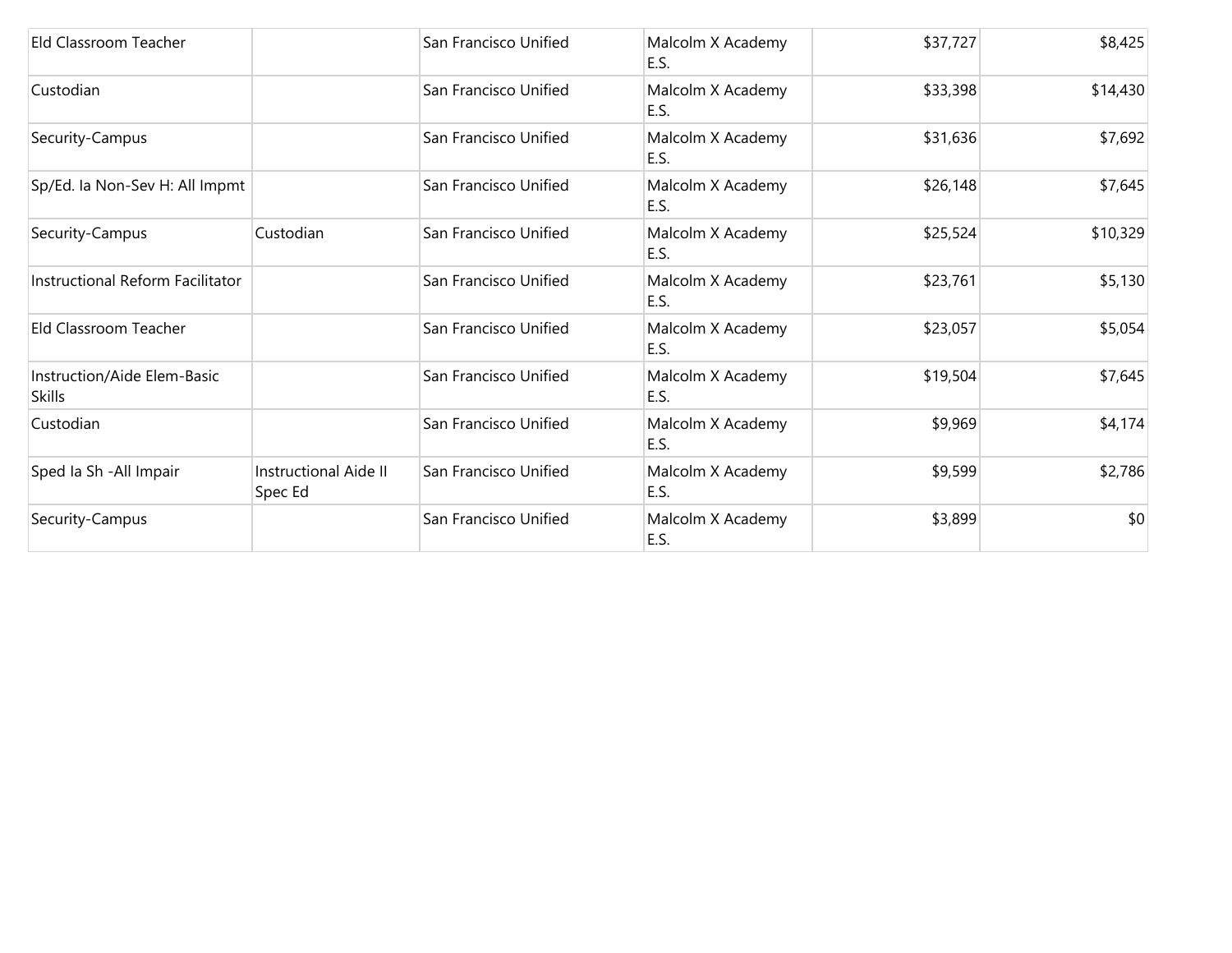| | | | | | |
|---|---|---|---|---|---|
| Eld Classroom Teacher | | San Francisco Unified | Malcolm X Academy E.S. | $37,727 | $8,425 |
| Custodian | | San Francisco Unified | Malcolm X Academy E.S. | $33,398 | $14,430 |
| Security-Campus | | San Francisco Unified | Malcolm X Academy E.S. | $31,636 | $7,692 |
| Sp/Ed. Ia Non-Sev H: All Impmt | | San Francisco Unified | Malcolm X Academy E.S. | $26,148 | $7,645 |
| Security-Campus | Custodian | San Francisco Unified | Malcolm X Academy E.S. | $25,524 | $10,329 |
| Instructional Reform Facilitator | | San Francisco Unified | Malcolm X Academy E.S. | $23,761 | $5,130 |
| Eld Classroom Teacher | | San Francisco Unified | Malcolm X Academy E.S. | $23,057 | $5,054 |
| Instruction/Aide Elem-Basic Skills | | San Francisco Unified | Malcolm X Academy E.S. | $19,504 | $7,645 |
| Custodian | | San Francisco Unified | Malcolm X Academy E.S. | $9,969 | $4,174 |
| Sped Ia Sh -All Impair | Instructional Aide II Spec Ed | San Francisco Unified | Malcolm X Academy E.S. | $9,599 | $2,786 |
| Security-Campus | | San Francisco Unified | Malcolm X Academy E.S. | $3,899 | $0 |